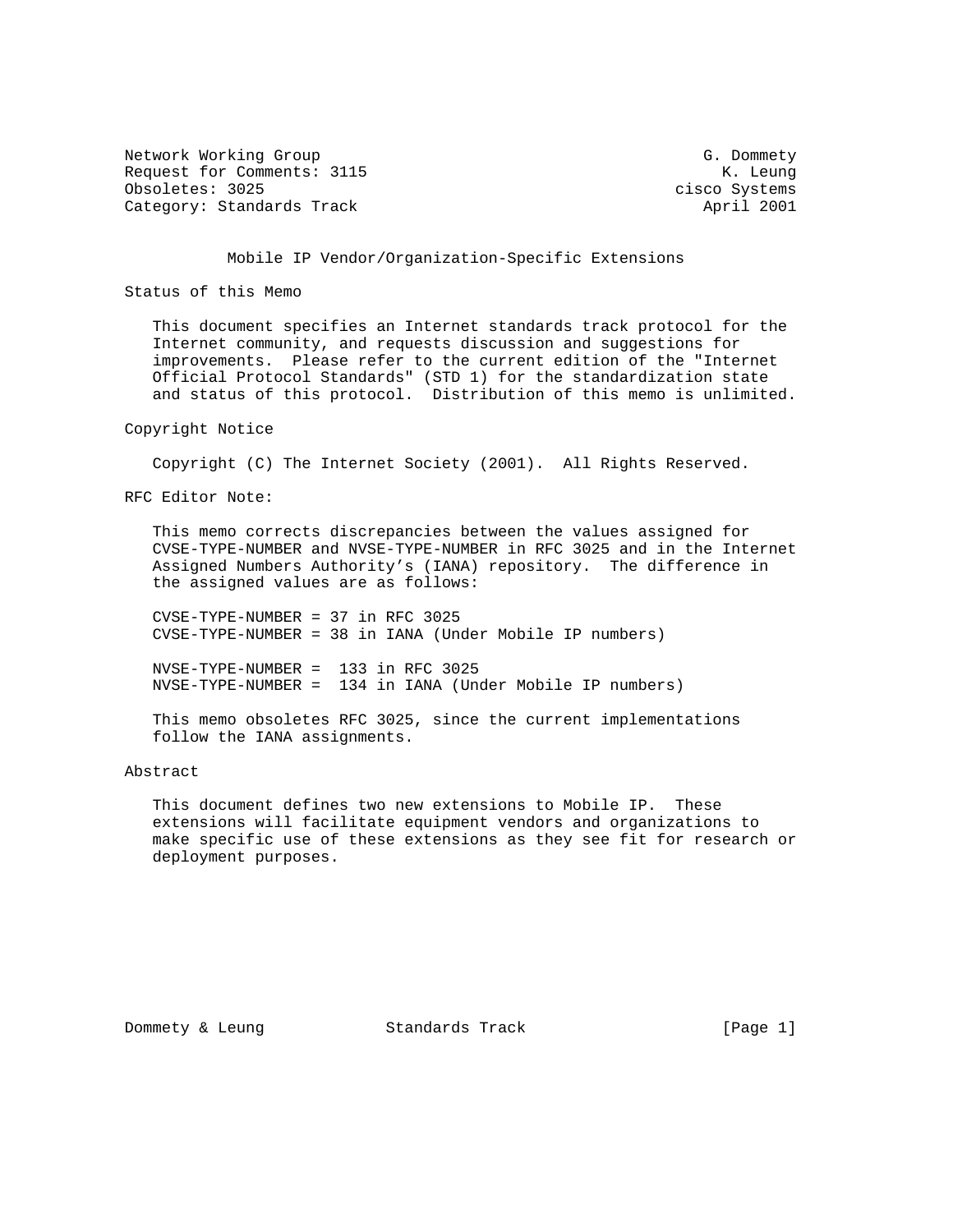Network Working Group G. Dommety
Request for Comments: 3115 K. Leung
Obsoletes: 3025 cisco Systems
Category: Standards Track April 2001

# Mobile IP Vendor/Organization-Specific Extensions

## Status of this Memo

This document specifies an Internet standards track protocol for the Internet community, and requests discussion and suggestions for improvements. Please refer to the current edition of the "Internet Official Protocol Standards" (STD 1) for the standardization state and status of this protocol. Distribution of this memo is unlimited.

## Copyright Notice

Copyright (C) The Internet Society (2001). All Rights Reserved.

## RFC Editor Note:

This memo corrects discrepancies between the values assigned for CVSE-TYPE-NUMBER and NVSE-TYPE-NUMBER in RFC 3025 and in the Internet Assigned Numbers Authority's (IANA) repository. The difference in the assigned values are as follows:

```
CVSE-TYPE-NUMBER = 37 in RFC 3025
CVSE-TYPE-NUMBER = 38 in IANA (Under Mobile IP numbers)

NVSE-TYPE-NUMBER =  133 in RFC 3025
NVSE-TYPE-NUMBER =  134 in IANA (Under Mobile IP numbers)
```

This memo obsoletes RFC 3025, since the current implementations follow the IANA assignments.

## Abstract

This document defines two new extensions to Mobile IP. These extensions will facilitate equipment vendors and organizations to make specific use of these extensions as they see fit for research or deployment purposes.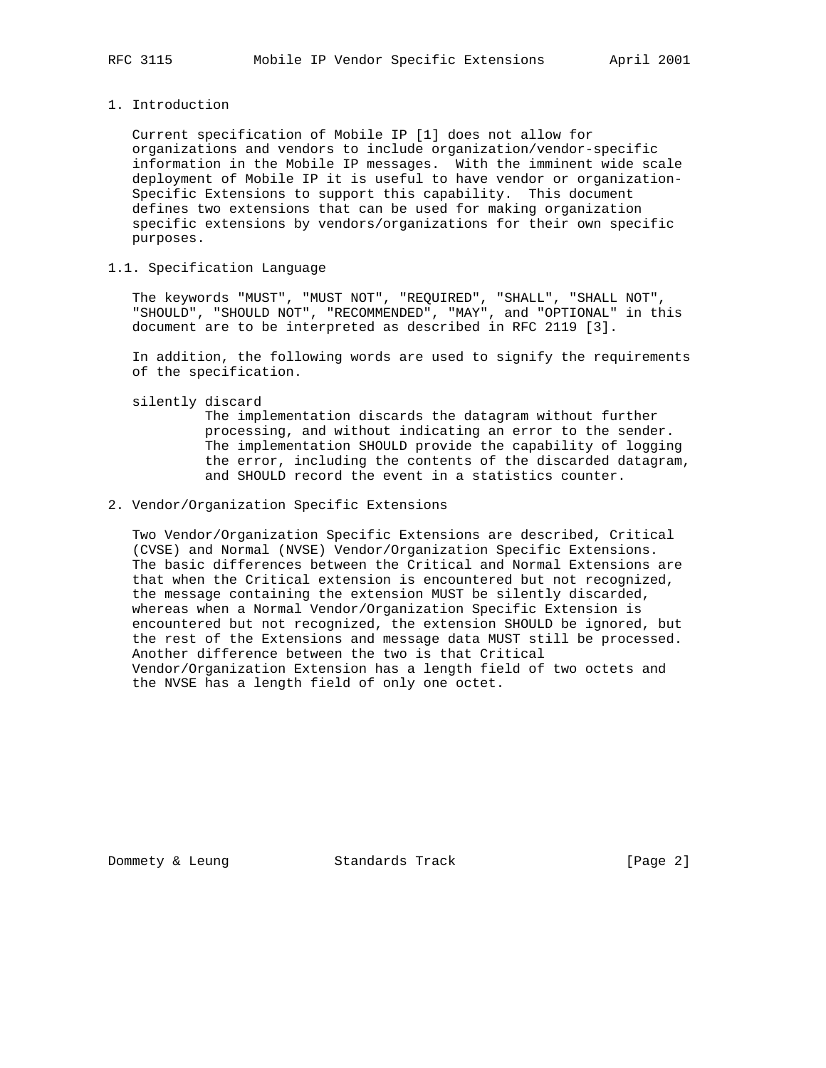# 1. Introduction

Current specification of Mobile IP [1] does not allow for organizations and vendors to include organization/vendor-specific information in the Mobile IP messages. With the imminent wide scale deployment of Mobile IP it is useful to have vendor or organization-Specific Extensions to support this capability. This document defines two extensions that can be used for making organization specific extensions by vendors/organizations for their own specific purposes.

## 1.1. Specification Language

The keywords "MUST", "MUST NOT", "REQUIRED", "SHALL", "SHALL NOT", "SHOULD", "SHOULD NOT", "RECOMMENDED", "MAY", and "OPTIONAL" in this document are to be interpreted as described in RFC 2119 [3].

In addition, the following words are used to signify the requirements of the specification.

silently discard
: The implementation discards the datagram without further processing, and without indicating an error to the sender. The implementation SHOULD provide the capability of logging the error, including the contents of the discarded datagram, and SHOULD record the event in a statistics counter.

# 2. Vendor/Organization Specific Extensions

Two Vendor/Organization Specific Extensions are described, Critical (CVSE) and Normal (NVSE) Vendor/Organization Specific Extensions. The basic differences between the Critical and Normal Extensions are that when the Critical extension is encountered but not recognized, the message containing the extension MUST be silently discarded, whereas when a Normal Vendor/Organization Specific Extension is encountered but not recognized, the extension SHOULD be ignored, but the rest of the Extensions and message data MUST still be processed. Another difference between the two is that Critical Vendor/Organization Extension has a length field of two octets and the NVSE has a length field of only one octet.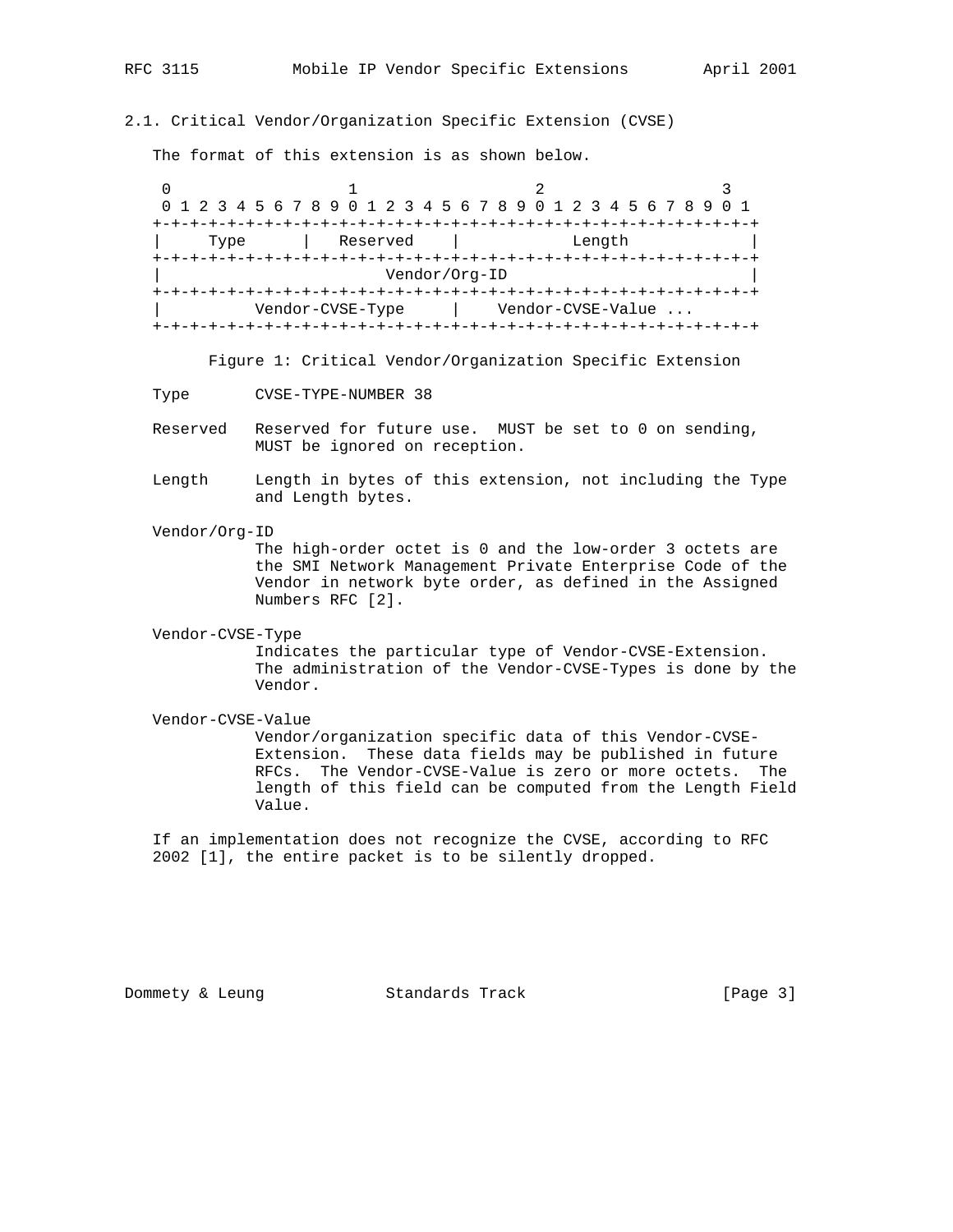## 2.1. Critical Vendor/Organization Specific Extension (CVSE)

The format of this extension is as shown below.

```
 0                   1                   2                   3
 0 1 2 3 4 5 6 7 8 9 0 1 2 3 4 5 6 7 8 9 0 1 2 3 4 5 6 7 8 9 0 1
+-+-+-+-+-+-+-+-+-+-+-+-+-+-+-+-+-+-+-+-+-+-+-+-+-+-+-+-+-+-+-+-+
|     Type      |   Reserved    |            Length             |
+-+-+-+-+-+-+-+-+-+-+-+-+-+-+-+-+-+-+-+-+-+-+-+-+-+-+-+-+-+-+-+-+
|                         Vendor/Org-ID                         |
+-+-+-+-+-+-+-+-+-+-+-+-+-+-+-+-+-+-+-+-+-+-+-+-+-+-+-+-+-+-+-+-+
|         Vendor-CVSE-Type      |    Vendor-CVSE-Value ...
+-+-+-+-+-+-+-+-+-+-+-+-+-+-+-+-+-+-+-+-+-+-+-+-+-+-+-+-+-+-+-+-+
```

Figure 1: Critical Vendor/Organization Specific Extension

Type
: CVSE-TYPE-NUMBER 38

Reserved
: Reserved for future use. MUST be set to 0 on sending, MUST be ignored on reception.

Length
: Length in bytes of this extension, not including the Type and Length bytes.

Vendor/Org-ID
: The high-order octet is 0 and the low-order 3 octets are the SMI Network Management Private Enterprise Code of the Vendor in network byte order, as defined in the Assigned Numbers RFC [2].

Vendor-CVSE-Type
: Indicates the particular type of Vendor-CVSE-Extension. The administration of the Vendor-CVSE-Types is done by the Vendor.

Vendor-CVSE-Value
: Vendor/organization specific data of this Vendor-CVSE-Extension. These data fields may be published in future RFCs. The Vendor-CVSE-Value is zero or more octets. The length of this field can be computed from the Length Field Value.

If an implementation does not recognize the CVSE, according to RFC 2002 [1], the entire packet is to be silently dropped.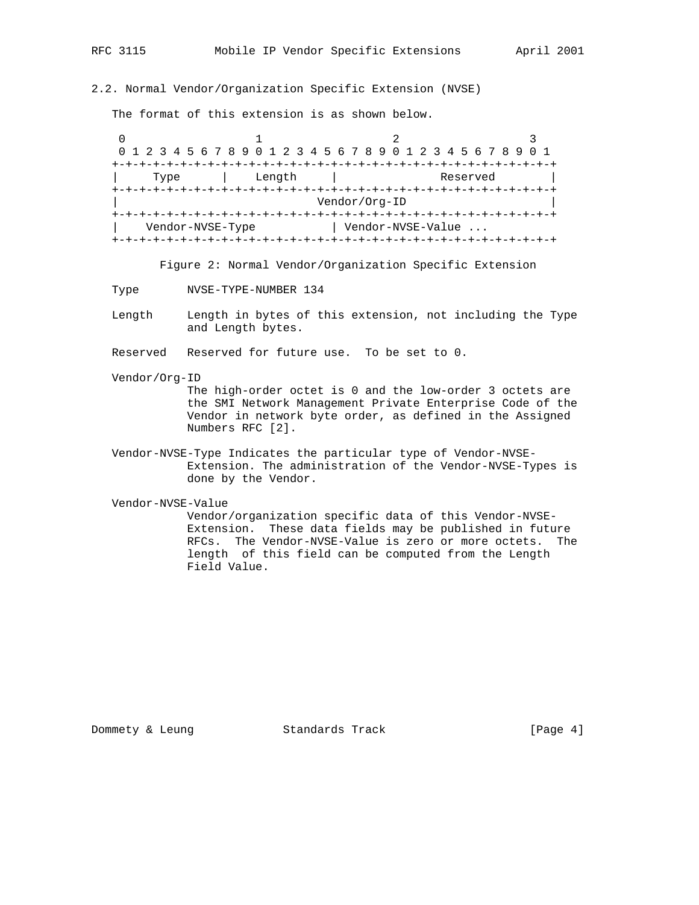## 2.2. Normal Vendor/Organization Specific Extension (NVSE)

The format of this extension is as shown below.

```
 0                   1                   2                   3
 0 1 2 3 4 5 6 7 8 9 0 1 2 3 4 5 6 7 8 9 0 1 2 3 4 5 6 7 8 9 0 1
+-+-+-+-+-+-+-+-+-+-+-+-+-+-+-+-+-+-+-+-+-+-+-+-+-+-+-+-+-+-+-+-+
|     Type      |    Length     |             Reserved          |
+-+-+-+-+-+-+-+-+-+-+-+-+-+-+-+-+-+-+-+-+-+-+-+-+-+-+-+-+-+-+-+-+
|                          Vendor/Org-ID                        |
+-+-+-+-+-+-+-+-+-+-+-+-+-+-+-+-+-+-+-+-+-+-+-+-+-+-+-+-+-+-+-+-+
|    Vendor-NVSE-Type           | Vendor-NVSE-Value ...
+-+-+-+-+-+-+-+-+-+-+-+-+-+-+-+-+-+-+-+-+-+-+-+-+-+-+-+-+-+-+-+-+
```

Figure 2: Normal Vendor/Organization Specific Extension

Type        NVSE-TYPE-NUMBER 134

Length      Length in bytes of this extension, not including the Type and Length bytes.

Reserved    Reserved for future use.  To be set to 0.

Vendor/Org-ID
            The high-order octet is 0 and the low-order 3 octets are the SMI Network Management Private Enterprise Code of the Vendor in network byte order, as defined in the Assigned Numbers RFC [2].

Vendor-NVSE-Type Indicates the particular type of Vendor-NVSE-Extension. The administration of the Vendor-NVSE-Types is done by the Vendor.

Vendor-NVSE-Value
            Vendor/organization specific data of this Vendor-NVSE-Extension.  These data fields may be published in future RFCs.  The Vendor-NVSE-Value is zero or more octets.  The length  of this field can be computed from the Length Field Value.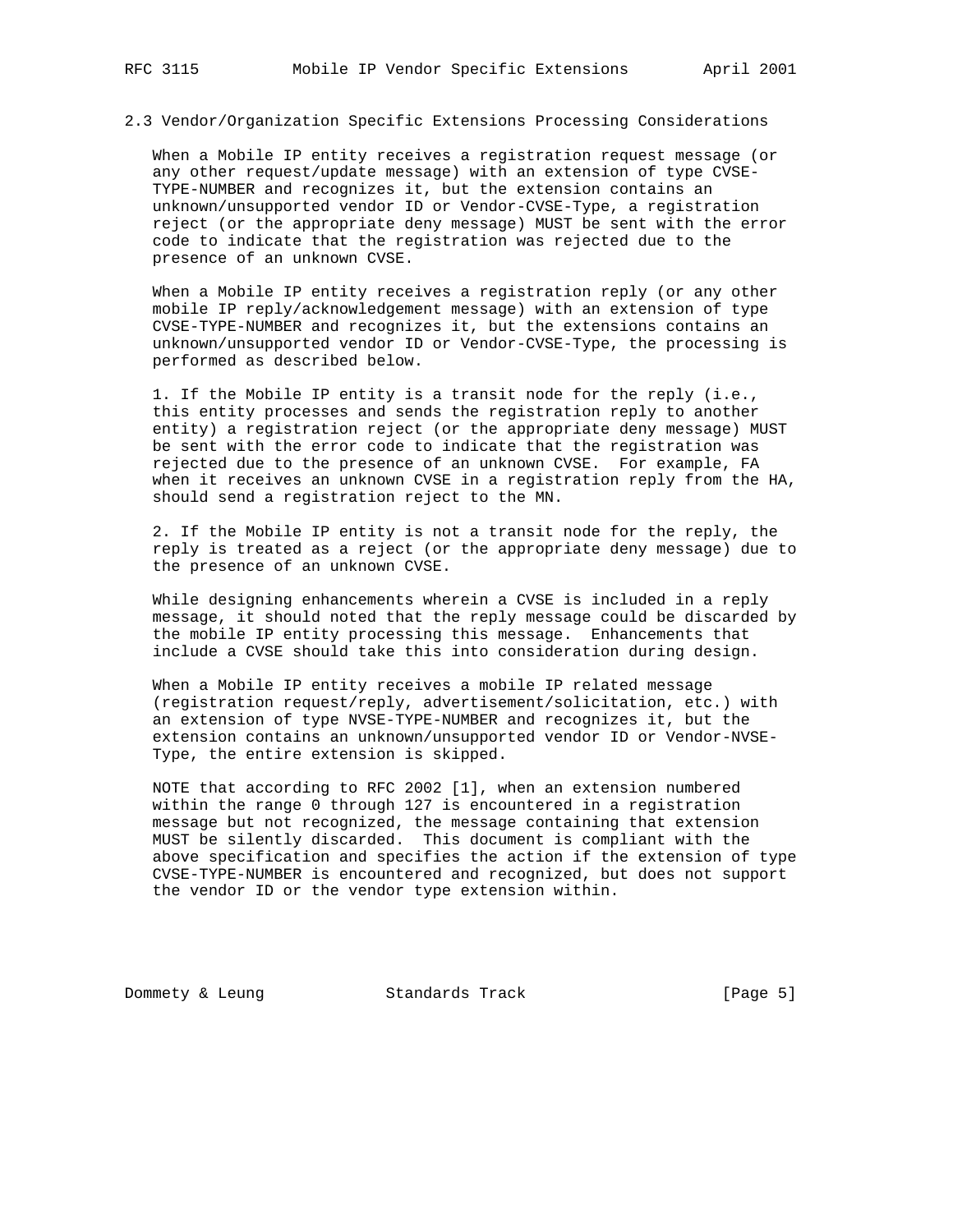### 2.3 Vendor/Organization Specific Extensions Processing Considerations

When a Mobile IP entity receives a registration request message (or any other request/update message) with an extension of type CVSE-TYPE-NUMBER and recognizes it, but the extension contains an unknown/unsupported vendor ID or Vendor-CVSE-Type, a registration reject (or the appropriate deny message) MUST be sent with the error code to indicate that the registration was rejected due to the presence of an unknown CVSE.

When a Mobile IP entity receives a registration reply (or any other mobile IP reply/acknowledgement message) with an extension of type CVSE-TYPE-NUMBER and recognizes it, but the extensions contains an unknown/unsupported vendor ID or Vendor-CVSE-Type, the processing is performed as described below.

1. If the Mobile IP entity is a transit node for the reply (i.e., this entity processes and sends the registration reply to another entity) a registration reject (or the appropriate deny message) MUST be sent with the error code to indicate that the registration was rejected due to the presence of an unknown CVSE. For example, FA when it receives an unknown CVSE in a registration reply from the HA, should send a registration reject to the MN.

2. If the Mobile IP entity is not a transit node for the reply, the reply is treated as a reject (or the appropriate deny message) due to the presence of an unknown CVSE.

While designing enhancements wherein a CVSE is included in a reply message, it should noted that the reply message could be discarded by the mobile IP entity processing this message. Enhancements that include a CVSE should take this into consideration during design.

When a Mobile IP entity receives a mobile IP related message (registration request/reply, advertisement/solicitation, etc.) with an extension of type NVSE-TYPE-NUMBER and recognizes it, but the extension contains an unknown/unsupported vendor ID or Vendor-NVSE-Type, the entire extension is skipped.

NOTE that according to RFC 2002 [1], when an extension numbered within the range 0 through 127 is encountered in a registration message but not recognized, the message containing that extension MUST be silently discarded. This document is compliant with the above specification and specifies the action if the extension of type CVSE-TYPE-NUMBER is encountered and recognized, but does not support the vendor ID or the vendor type extension within.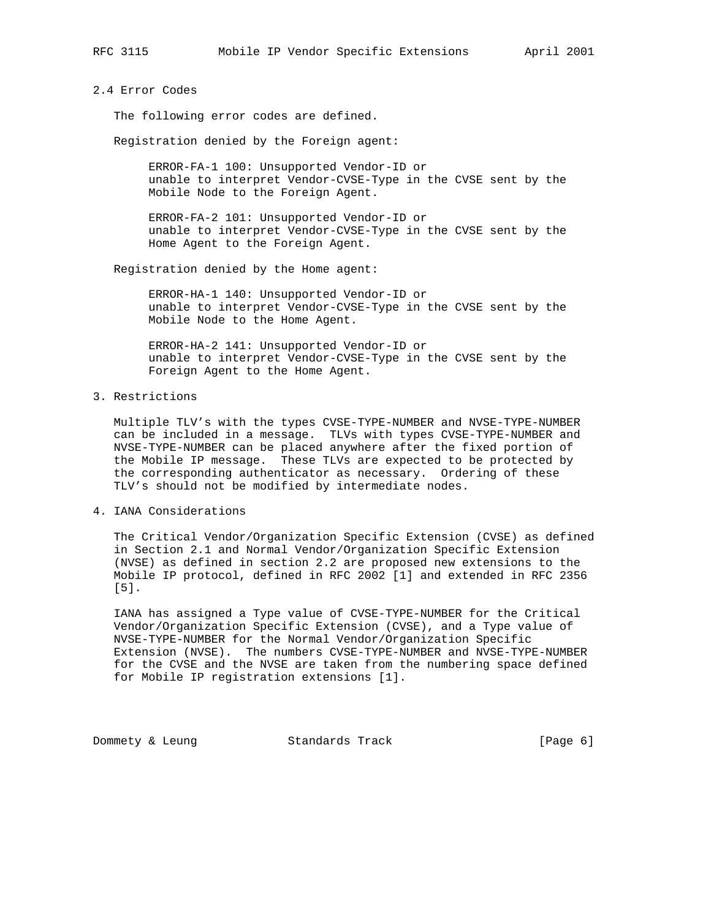### 2.4 Error Codes

The following error codes are defined.

Registration denied by the Foreign agent:

ERROR-FA-1 100: Unsupported Vendor-ID or unable to interpret Vendor-CVSE-Type in the CVSE sent by the Mobile Node to the Foreign Agent.

ERROR-FA-2 101: Unsupported Vendor-ID or unable to interpret Vendor-CVSE-Type in the CVSE sent by the Home Agent to the Foreign Agent.

Registration denied by the Home agent:

ERROR-HA-1 140: Unsupported Vendor-ID or unable to interpret Vendor-CVSE-Type in the CVSE sent by the Mobile Node to the Home Agent.

ERROR-HA-2 141: Unsupported Vendor-ID or unable to interpret Vendor-CVSE-Type in the CVSE sent by the Foreign Agent to the Home Agent.

## 3. Restrictions

Multiple TLV's with the types CVSE-TYPE-NUMBER and NVSE-TYPE-NUMBER can be included in a message. TLVs with types CVSE-TYPE-NUMBER and NVSE-TYPE-NUMBER can be placed anywhere after the fixed portion of the Mobile IP message. These TLVs are expected to be protected by the corresponding authenticator as necessary. Ordering of these TLV's should not be modified by intermediate nodes.

## 4. IANA Considerations

The Critical Vendor/Organization Specific Extension (CVSE) as defined in Section 2.1 and Normal Vendor/Organization Specific Extension (NVSE) as defined in section 2.2 are proposed new extensions to the Mobile IP protocol, defined in RFC 2002 [1] and extended in RFC 2356 [5].

IANA has assigned a Type value of CVSE-TYPE-NUMBER for the Critical Vendor/Organization Specific Extension (CVSE), and a Type value of NVSE-TYPE-NUMBER for the Normal Vendor/Organization Specific Extension (NVSE). The numbers CVSE-TYPE-NUMBER and NVSE-TYPE-NUMBER for the CVSE and the NVSE are taken from the numbering space defined for Mobile IP registration extensions [1].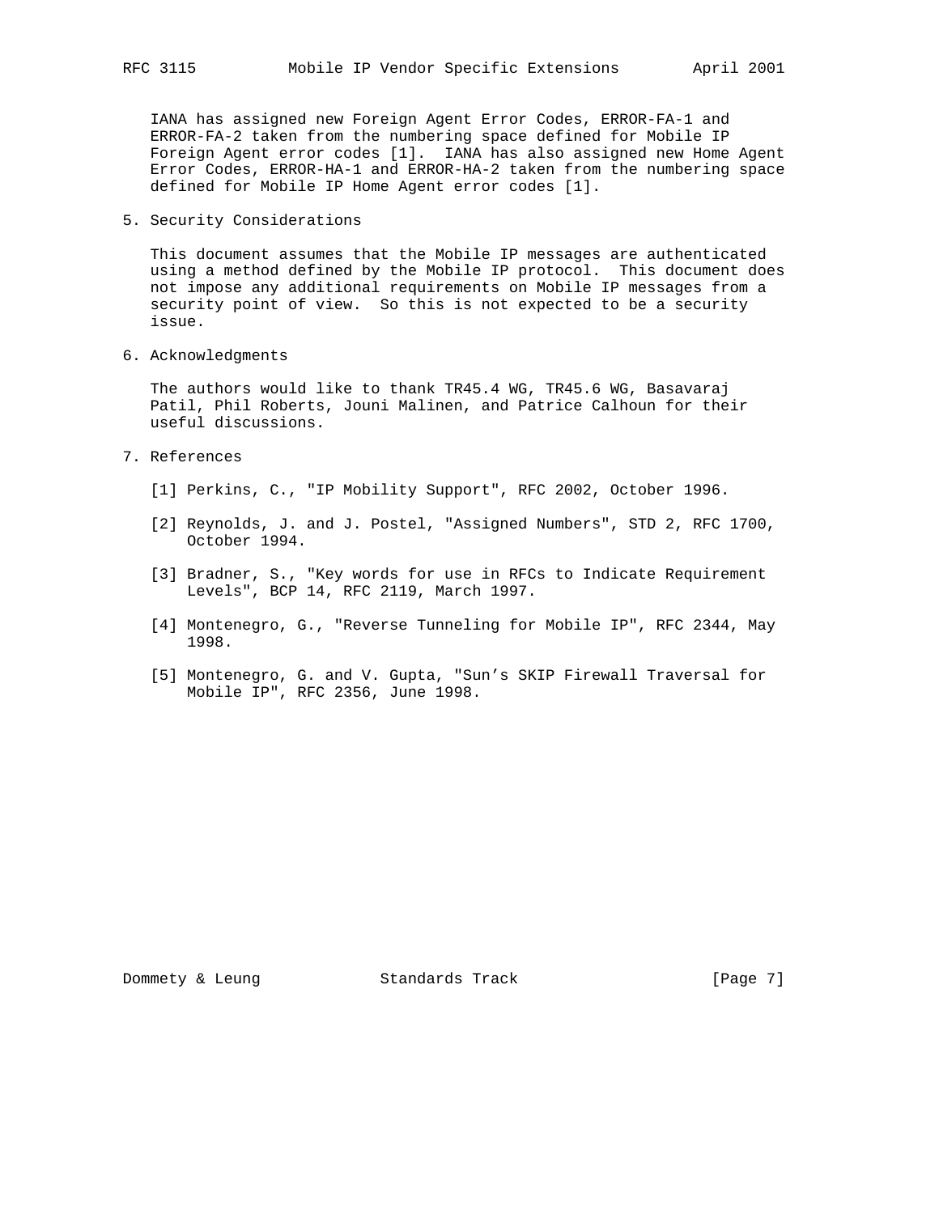IANA has assigned new Foreign Agent Error Codes, ERROR-FA-1 and ERROR-FA-2 taken from the numbering space defined for Mobile IP Foreign Agent error codes [1]. IANA has also assigned new Home Agent Error Codes, ERROR-HA-1 and ERROR-HA-2 taken from the numbering space defined for Mobile IP Home Agent error codes [1].

## 5. Security Considerations

This document assumes that the Mobile IP messages are authenticated using a method defined by the Mobile IP protocol. This document does not impose any additional requirements on Mobile IP messages from a security point of view. So this is not expected to be a security issue.

## 6. Acknowledgments

The authors would like to thank TR45.4 WG, TR45.6 WG, Basavaraj Patil, Phil Roberts, Jouni Malinen, and Patrice Calhoun for their useful discussions.

## 7. References

[1] Perkins, C., "IP Mobility Support", RFC 2002, October 1996.

[2] Reynolds, J. and J. Postel, "Assigned Numbers", STD 2, RFC 1700, October 1994.

[3] Bradner, S., "Key words for use in RFCs to Indicate Requirement Levels", BCP 14, RFC 2119, March 1997.

[4] Montenegro, G., "Reverse Tunneling for Mobile IP", RFC 2344, May 1998.

[5] Montenegro, G. and V. Gupta, "Sun's SKIP Firewall Traversal for Mobile IP", RFC 2356, June 1998.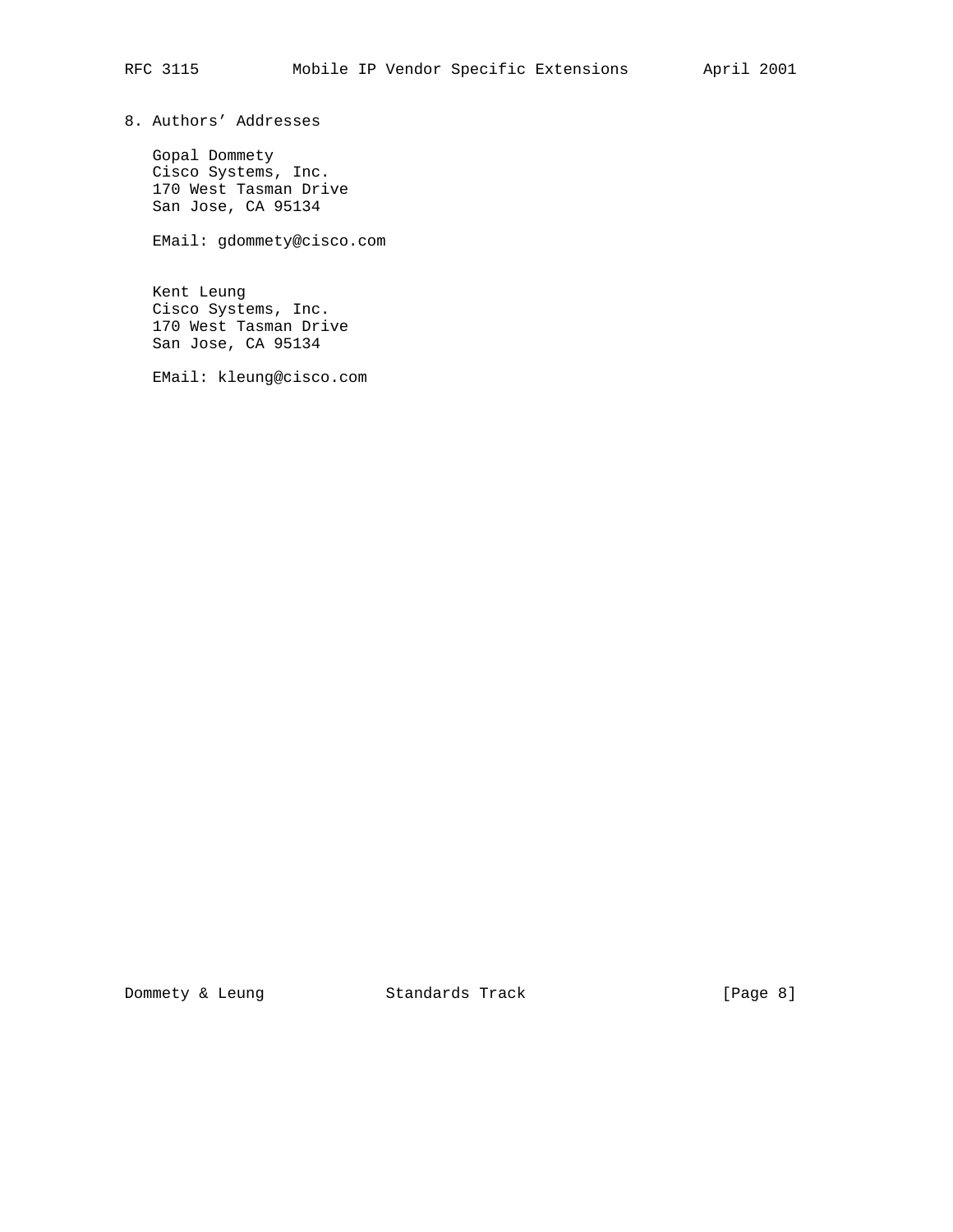## 8. Authors' Addresses

Gopal Dommety
Cisco Systems, Inc.
170 West Tasman Drive
San Jose, CA 95134

EMail: gdommety@cisco.com

Kent Leung
Cisco Systems, Inc.
170 West Tasman Drive
San Jose, CA 95134

EMail: kleung@cisco.com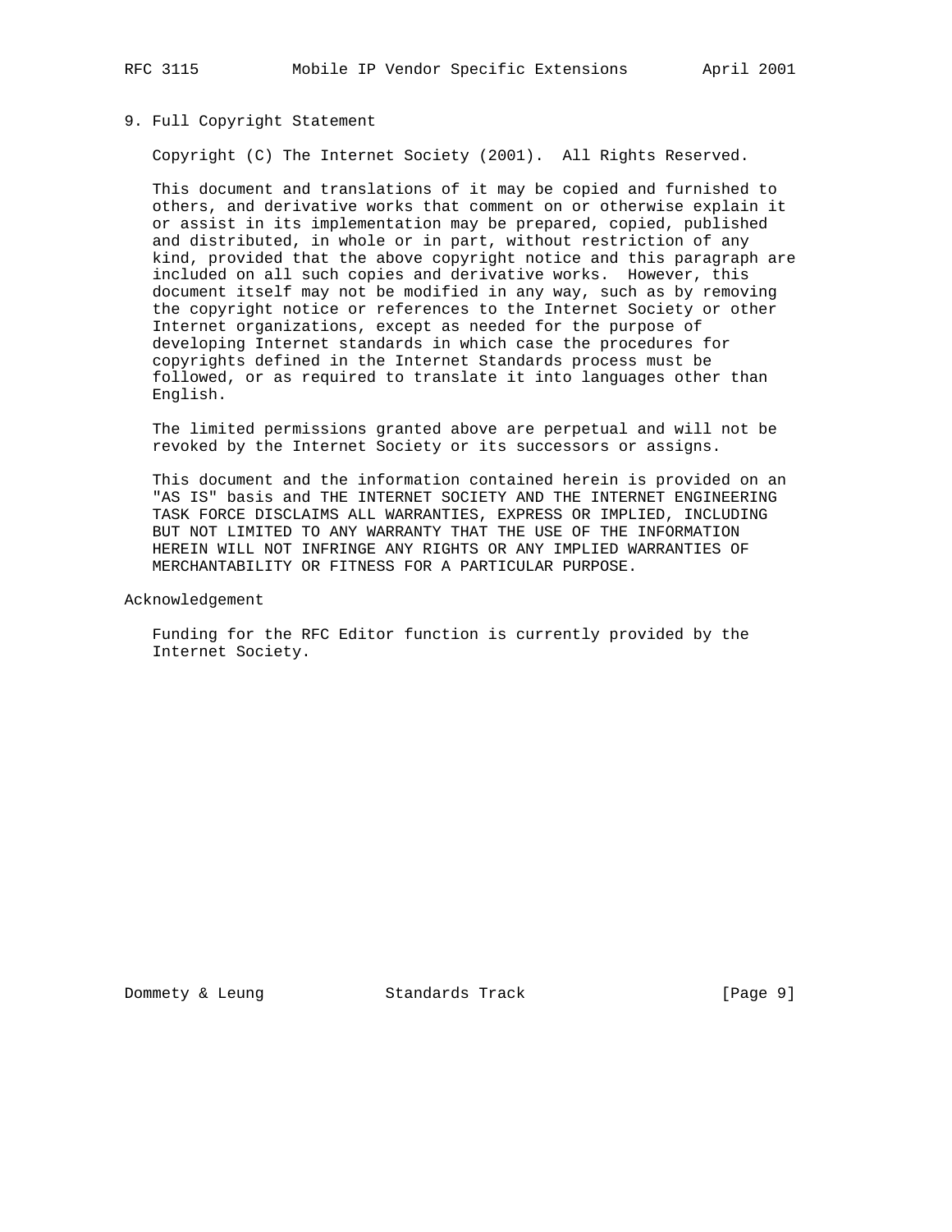## 9. Full Copyright Statement

Copyright (C) The Internet Society (2001). All Rights Reserved.

This document and translations of it may be copied and furnished to others, and derivative works that comment on or otherwise explain it or assist in its implementation may be prepared, copied, published and distributed, in whole or in part, without restriction of any kind, provided that the above copyright notice and this paragraph are included on all such copies and derivative works. However, this document itself may not be modified in any way, such as by removing the copyright notice or references to the Internet Society or other Internet organizations, except as needed for the purpose of developing Internet standards in which case the procedures for copyrights defined in the Internet Standards process must be followed, or as required to translate it into languages other than English.

The limited permissions granted above are perpetual and will not be revoked by the Internet Society or its successors or assigns.

This document and the information contained herein is provided on an "AS IS" basis and THE INTERNET SOCIETY AND THE INTERNET ENGINEERING TASK FORCE DISCLAIMS ALL WARRANTIES, EXPRESS OR IMPLIED, INCLUDING BUT NOT LIMITED TO ANY WARRANTY THAT THE USE OF THE INFORMATION HEREIN WILL NOT INFRINGE ANY RIGHTS OR ANY IMPLIED WARRANTIES OF MERCHANTABILITY OR FITNESS FOR A PARTICULAR PURPOSE.

## Acknowledgement

Funding for the RFC Editor function is currently provided by the Internet Society.